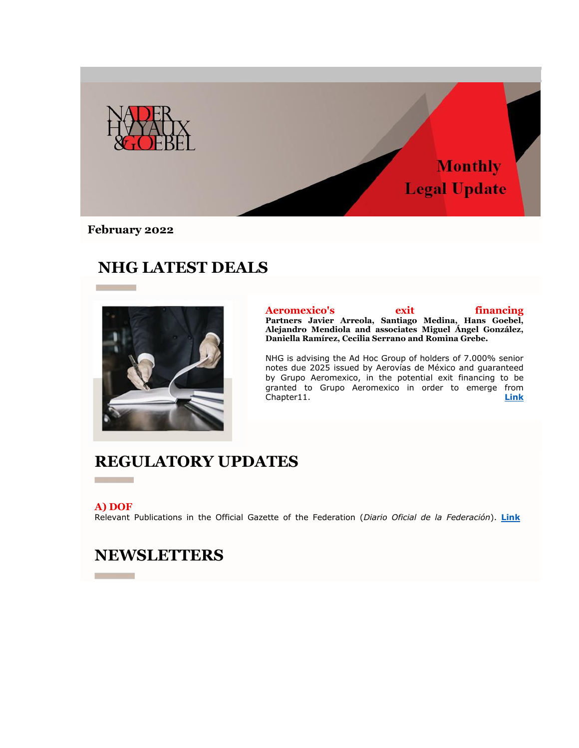Monthly Legal Update

**February 2022**

# NHG LATEST DEALS

### Aeromexico's exit financing

**Partners Javier Arreola, Santiago Medina, Hans Goebel, Alejandro Mendiola and associates Miguel Ángel González, Daniella Ramírez, Cecilia Serrano and Romina Grebe.**

NHG is advising the Ad Hoc Group of holders of 7.000% senior notes due 2025 issued by Aerovías de México and guaranteed by Grupo Aeromexico, in the potential exit financing to be granted to Grupo Aeromexico in order to emerge from Chapter11. **Link**

# REGULATORY UPDATES

### A) DOF

Relevant Publications in the Official Gazette of the Federation (*Diario Oficial de la Federación*). **Link**

# NEWSLETTERS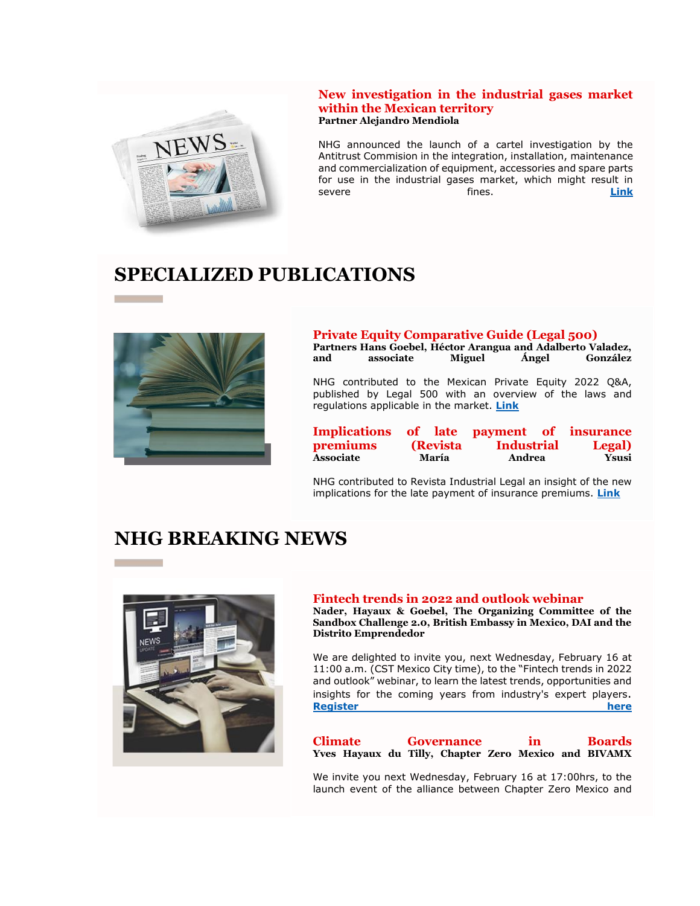### New investigation in the industrial gases market within the Mexican territory

**Partner Alejandro Mendiola**

NHG announced the launch of a cartel investigation by the Antitrust Commision in the integration, installation, maintenance and commercialization of equipment, accessories and spare parts for use in the industrial gases market, which might result in severe fines. Link

## SPECIALIZED PUBLICATIONS

### Private Equity Comparative Guide (Legal 500)

**Partners Hans Goebel, Héctor Arangua and Adalberto Valadez, and associate Miguel Ángel González**

NHG contributed to the Mexican Private Equity 2022 Q&A, published by Legal 500 with an overview of the laws and regulations applicable in the market. Link

### Implications of late payment of insurance premiums (Revista Industrial Legal)

**Associate María Andrea Ysusi**

NHG contributed to Revista Industrial Legal an insight of the new implications for the late payment of insurance premiums. Link

## NHG BREAKING NEWS

### Fintech trends in 2022 and outlook webinar

**Nader, Hayaux & Goebel, The Organizing Committee of the Sandbox Challenge 2.0, British Embassy in Mexico, DAI and the Distrito Emprendedor**

We are delighted to invite you, next Wednesday, February 16 at 11:00 a.m. (CST Mexico City time), to the "Fintech trends in 2022 and outlook" webinar, to learn the latest trends, opportunities and insights for the coming years from industry's expert players. Register here

### Climate Governance in Boards

**Yves Hayaux du Tilly, Chapter Zero Mexico and BIVAMX**

We invite you next Wednesday, February 16 at 17:00hrs, to the launch event of the alliance between Chapter Zero Mexico and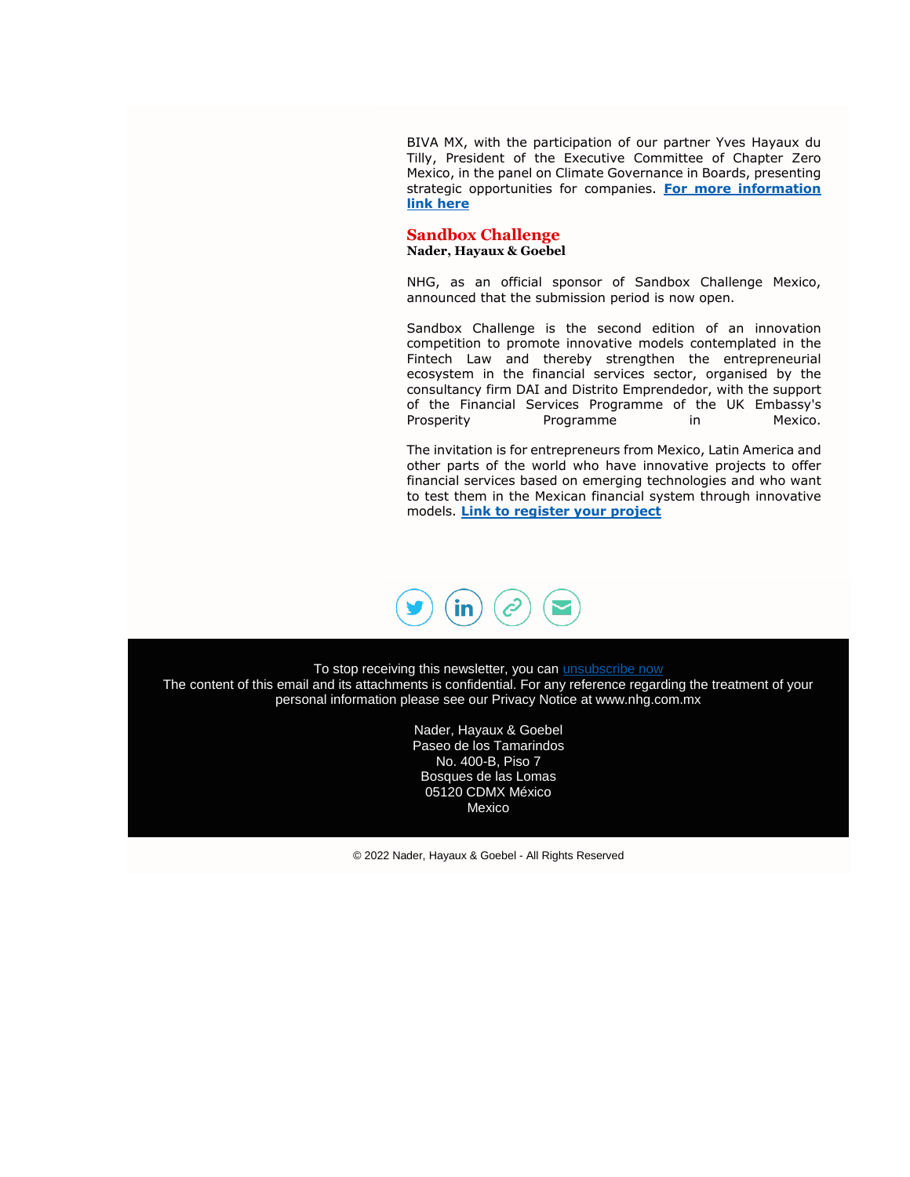BIVA MX, with the participation of our partner Yves Hayaux du Tilly, President of the Executive Committee of Chapter Zero Mexico, in the panel on Climate Governance in Boards, presenting strategic opportunities for companies. **For more information link here**

## Sandbox Challenge

**Nader, Hayaux & Goebel**

NHG, as an official sponsor of Sandbox Challenge Mexico, announced that the submission period is now open.

Sandbox Challenge is the second edition of an innovation competition to promote innovative models contemplated in the Fintech Law and thereby strengthen the entrepreneurial ecosystem in the financial services sector, organised by the consultancy firm DAI and Distrito Emprendedor, with the support of the Financial Services Programme of the UK Embassy's Prosperity Programme in Mexico.

The invitation is for entrepreneurs from Mexico, Latin America and other parts of the world who have innovative projects to offer financial services based on emerging technologies and who want to test them in the Mexican financial system through innovative models. **Link to register your project**

To stop receiving this newsletter, you can unsubscribe now
The content of this email and its attachments is confidential. For any reference regarding the treatment of your personal information please see our Privacy Notice at www.nhg.com.mx

Nader, Hayaux & Goebel
Paseo de los Tamarindos
No. 400-B, Piso 7
Bosques de las Lomas
05120 CDMX México
Mexico

© 2022 Nader, Hayaux & Goebel - All Rights Reserved